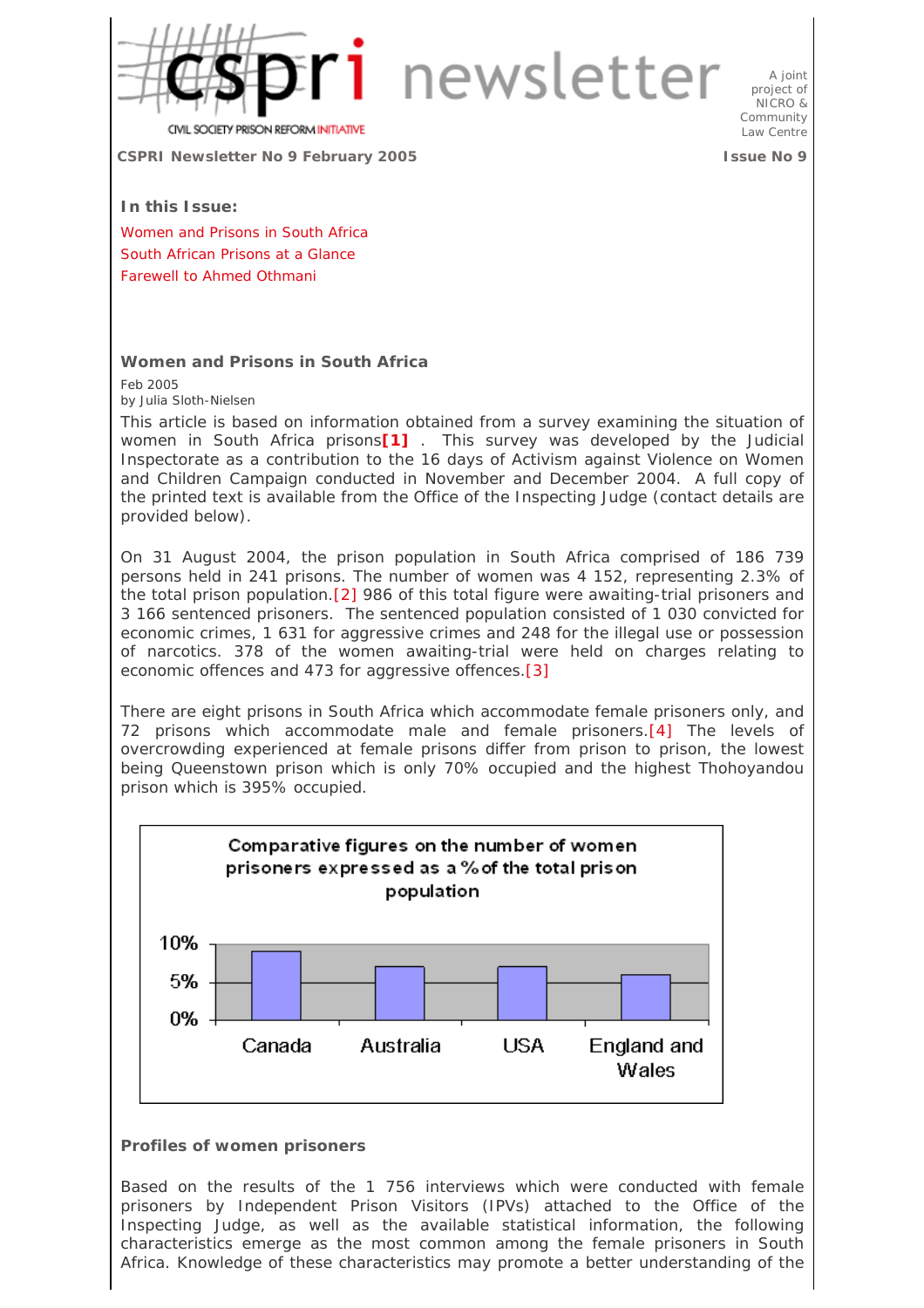# cspri newsletter

CIVIL SOCIETY PRISON REFORM INITIATIVE

A joint project of NICRO & Community Law Centre

**CSPRI Newsletter No 9 February 2005** **Issue No 9**

**In this Issue:**

Women and Prisons in South Africa
South African Prisons at a Glance
Farewell to Ahmed Othmani

## Women and Prisons in South Africa

Feb 2005
by Julia Sloth-Nielsen

This article is based on information obtained from a survey examining the situation of women in South Africa prisons**[1]** . This survey was developed by the Judicial Inspectorate as a contribution to the 16 days of Activism against Violence on Women and Children Campaign conducted in November and December 2004. A full copy of the printed text is available from the Office of the Inspecting Judge (contact details are provided below).

On 31 August 2004, the prison population in South Africa comprised of 186 739 persons held in 241 prisons. The number of women was 4 152, representing 2.3% of the total prison population.[2] 986 of this total figure were awaiting-trial prisoners and 3 166 sentenced prisoners. The sentenced population consisted of 1 030 convicted for economic crimes, 1 631 for aggressive crimes and 248 for the illegal use or possession of narcotics. 378 of the women awaiting-trial were held on charges relating to economic offences and 473 for aggressive offences.[3]

There are eight prisons in South Africa which accommodate female prisoners only, and 72 prisons which accommodate male and female prisoners.[4] The levels of overcrowding experienced at female prisons differ from prison to prison, the lowest being Queenstown prison which is only 70% occupied and the highest Thohoyandou prison which is 395% occupied.

**Comparative figures on the number of women prisoners expressed as a % of the total prison population**

(Bar chart: Canada, Australia, USA, England and Wales; y-axis 0%, 5%, 10%)

### Profiles of women prisoners

Based on the results of the 1 756 interviews which were conducted with female prisoners by Independent Prison Visitors (IPVs) attached to the Office of the Inspecting Judge, as well as the available statistical information, the following characteristics emerge as the most common among the female prisoners in South Africa. Knowledge of these characteristics may promote a better understanding of the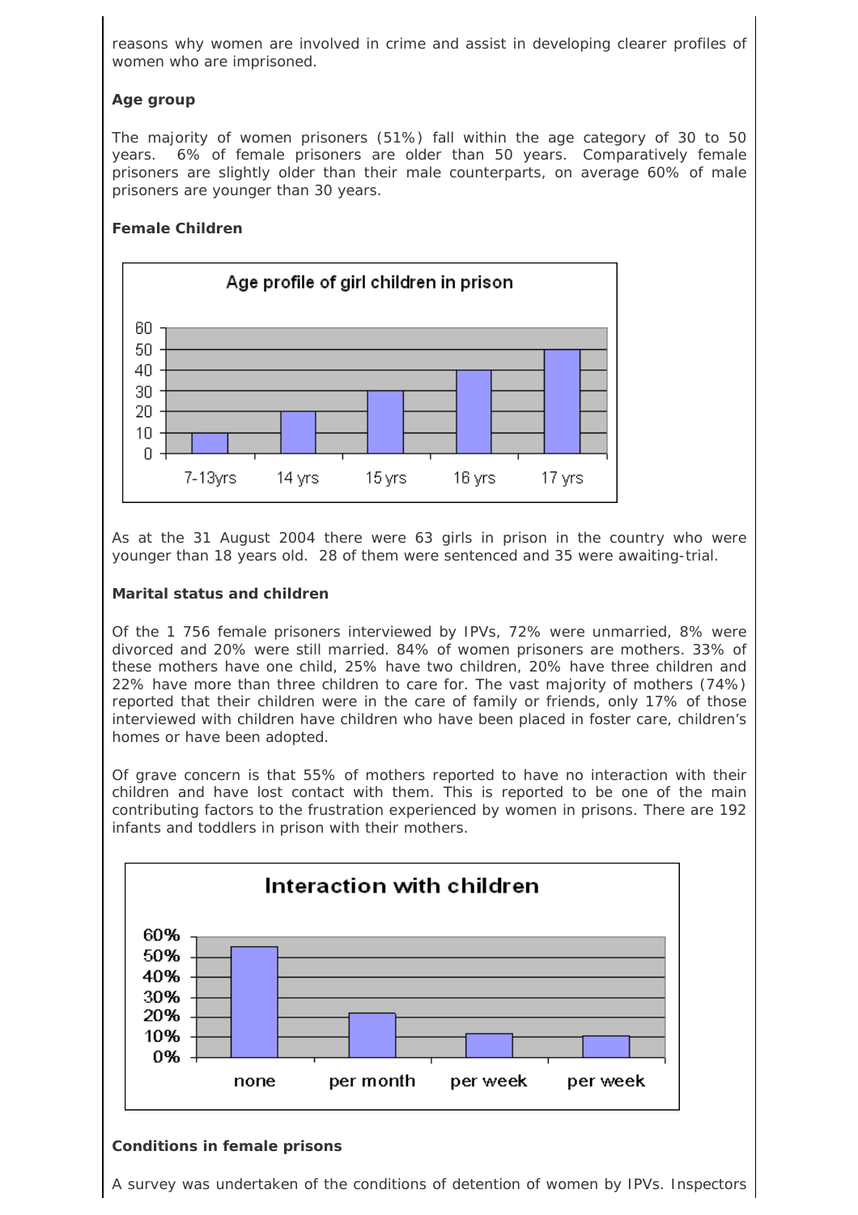reasons why women are involved in crime and assist in developing clearer profiles of women who are imprisoned.

**Age group**

The majority of women prisoners (51%) fall within the age category of 30 to 50 years. 6% of female prisoners are older than 50 years. Comparatively female prisoners are slightly older than their male counterparts, on average 60% of male prisoners are younger than 30 years.

**Female Children**

Age profile of girl children in prison

As at the 31 August 2004 there were 63 girls in prison in the country who were younger than 18 years old. 28 of them were sentenced and 35 were awaiting-trial.

**Marital status and children**

Of the 1 756 female prisoners interviewed by IPVs, 72% were unmarried, 8% were divorced and 20% were still married. 84% of women prisoners are mothers. 33% of these mothers have one child, 25% have two children, 20% have three children and 22% have more than three children to care for. The vast majority of mothers (74%) reported that their children were in the care of family or friends, only 17% of those interviewed with children have children who have been placed in foster care, children's homes or have been adopted.

Of grave concern is that 55% of mothers reported to have no interaction with their children and have lost contact with them. This is reported to be one of the main contributing factors to the frustration experienced by women in prisons. There are 192 infants and toddlers in prison with their mothers.

Interaction with children

**Conditions in female prisons**

A survey was undertaken of the conditions of detention of women by IPVs. Inspectors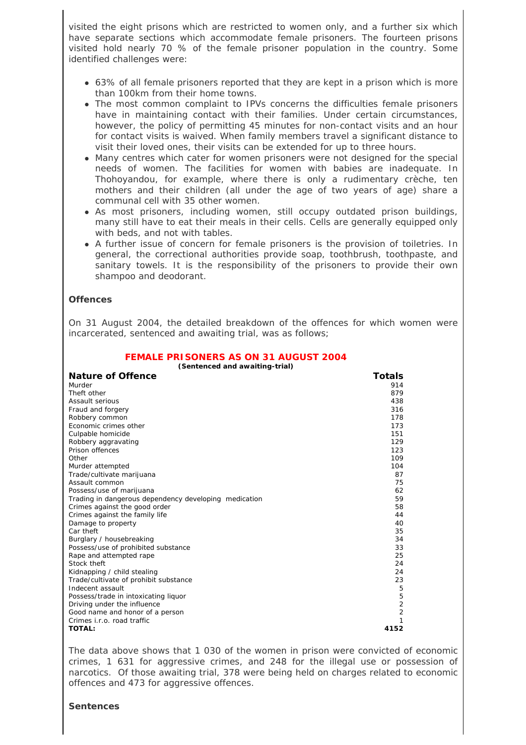visited the eight prisons which are restricted to women only, and a further six which have separate sections which accommodate female prisoners. The fourteen prisons visited hold nearly 70 % of the female prisoner population in the country. Some identified challenges were:

- 63% of all female prisoners reported that they are kept in a prison which is more than 100km from their home towns.
- The most common complaint to IPVs concerns the difficulties female prisoners have in maintaining contact with their families. Under certain circumstances, however, the policy of permitting 45 minutes for non-contact visits and an hour for contact visits is waived. When family members travel a significant distance to visit their loved ones, their visits can be extended for up to three hours.
- Many centres which cater for women prisoners were not designed for the special needs of women. The facilities for women with babies are inadequate. In Thohoyandou, for example, where there is only a rudimentary crèche, ten mothers and their children (all under the age of two years of age) share a communal cell with 35 other women.
- As most prisoners, including women, still occupy outdated prison buildings, many still have to eat their meals in their cells. Cells are generally equipped only with beds, and not with tables.
- A further issue of concern for female prisoners is the provision of toiletries. In general, the correctional authorities provide soap, toothbrush, toothpaste, and sanitary towels. It is the responsibility of the prisoners to provide their own shampoo and deodorant.

**Offences**

On 31 August 2004, the detailed breakdown of the offences for which women were incarcerated, sentenced and awaiting trial, was as follows;

**FEMALE PRISONERS AS ON 31 AUGUST 2004**

***(Sentenced and awaiting-trial)***

| Nature of Offence | Totals |
|---|---|
| Murder | 914 |
| Theft other | 879 |
| Assault serious | 438 |
| Fraud and forgery | 316 |
| Robbery common | 178 |
| Economic crimes other | 173 |
| Culpable homicide | 151 |
| Robbery aggravating | 129 |
| Prison offences | 123 |
| Other | 109 |
| Murder attempted | 104 |
| Trade/cultivate marijuana | 87 |
| Assault common | 75 |
| Possess/use of marijuana | 62 |
| Trading in dangerous dependency developing medication | 59 |
| Crimes against the good order | 58 |
| Crimes against the family life | 44 |
| Damage to property | 40 |
| Car theft | 35 |
| Burglary / housebreaking | 34 |
| Possess/use of prohibited substance | 33 |
| Rape and attempted rape | 25 |
| Stock theft | 24 |
| Kidnapping / child stealing | 24 |
| Trade/cultivate of prohibit substance | 23 |
| Indecent assault | 5 |
| Possess/trade in intoxicating liquor | 5 |
| Driving under the influence | 2 |
| Good name and honor of a person | 2 |
| Crimes i.r.o. road traffic | 1 |
| **TOTAL:** | **4152** |

The data above shows that 1 030 of the women in prison were convicted of economic crimes, 1 631 for aggressive crimes, and 248 for the illegal use or possession of narcotics. Of those awaiting trial, 378 were being held on charges related to economic offences and 473 for aggressive offences.

**Sentences**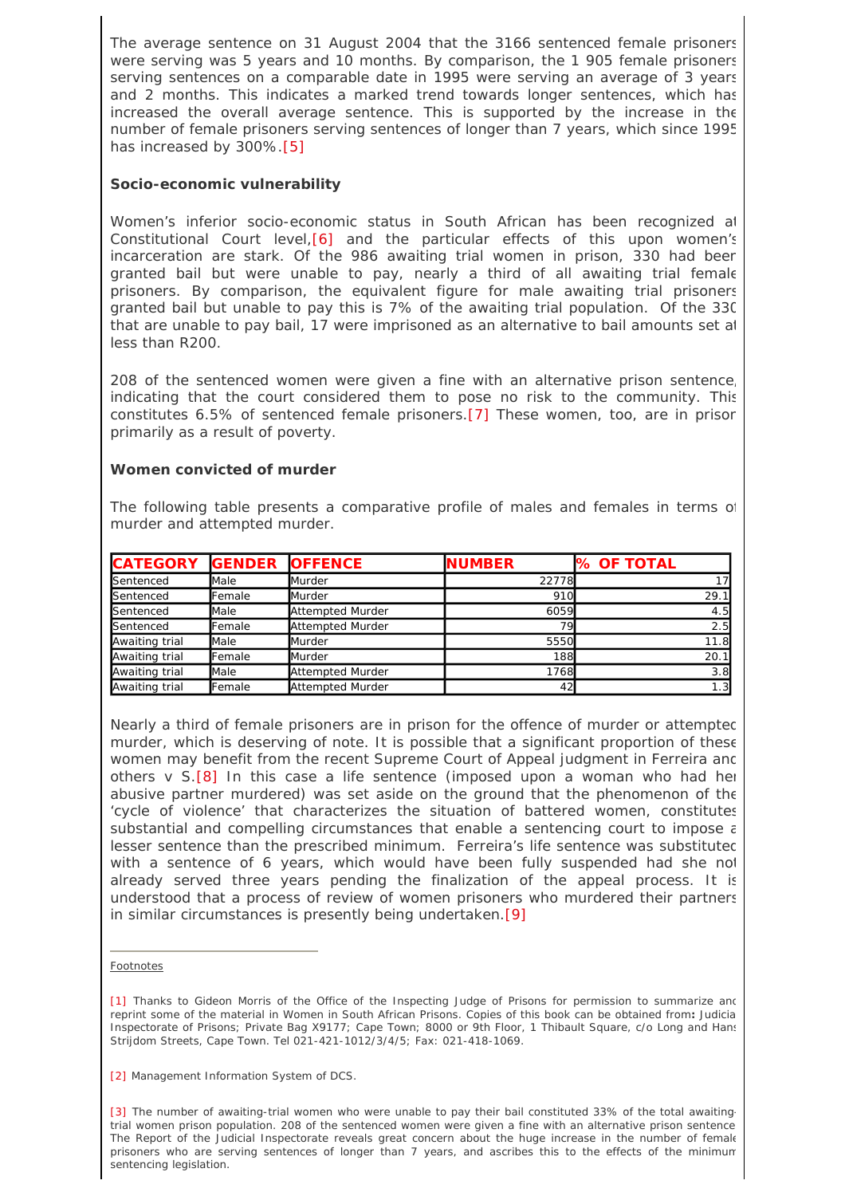The average sentence on 31 August 2004 that the 3166 sentenced female prisoners were serving was 5 years and 10 months. By comparison, the 1 905 female prisoners serving sentences on a comparable date in 1995 were serving an average of 3 years and 2 months. This indicates a marked trend towards longer sentences, which has increased the overall average sentence. This is supported by the increase in the number of female prisoners serving sentences of longer than 7 years, which since 1995 has increased by 300%.[5]

**Socio-economic vulnerability**

Women's inferior socio-economic status in South African has been recognized at Constitutional Court level,[6] and the particular effects of this upon women's incarceration are stark. Of the 986 awaiting trial women in prison, 330 had been granted bail but were unable to pay, nearly a third of all awaiting trial female prisoners. By comparison, the equivalent figure for male awaiting trial prisoners granted bail but unable to pay this is 7% of the awaiting trial population. Of the 330 that are unable to pay bail, 17 were imprisoned as an alternative to bail amounts set at less than R200.

208 of the sentenced women were given a fine with an alternative prison sentence, indicating that the court considered them to pose no risk to the community. This constitutes 6.5% of sentenced female prisoners.[7] These women, too, are in prison primarily as a result of poverty.

**Women convicted of murder**

The following table presents a comparative profile of males and females in terms of murder and attempted murder.

| CATEGORY | GENDER | OFFENCE | NUMBER | % OF TOTAL |
|---|---|---|---|---|
| Sentenced | Male | Murder | 22778 | 17 |
| Sentenced | Female | Murder | 910 | 29.1 |
| Sentenced | Male | Attempted Murder | 6059 | 4.5 |
| Sentenced | Female | Attempted Murder | 79 | 2.5 |
| Awaiting trial | Male | Murder | 5550 | 11.8 |
| Awaiting trial | Female | Murder | 188 | 20.1 |
| Awaiting trial | Male | Attempted Murder | 1768 | 3.8 |
| Awaiting trial | Female | Attempted Murder | 42 | 1.3 |

Nearly a third of female prisoners are in prison for the offence of murder or attempted murder, which is deserving of note. It is possible that a significant proportion of these women may benefit from the recent Supreme Court of Appeal judgment in Ferreira and others v S.[8] In this case a life sentence (imposed upon a woman who had her abusive partner murdered) was set aside on the ground that the phenomenon of the 'cycle of violence' that characterizes the situation of battered women, constitutes substantial and compelling circumstances that enable a sentencing court to impose a lesser sentence than the prescribed minimum. Ferreira's life sentence was substituted with a sentence of 6 years, which would have been fully suspended had she not already served three years pending the finalization of the appeal process. It is understood that a process of review of women prisoners who murdered their partners in similar circumstances is presently being undertaken.[9]

---

Footnotes

[1] Thanks to Gideon Morris of the Office of the Inspecting Judge of Prisons for permission to summarize and reprint some of the material in Women in South African Prisons. Copies of this book can be obtained from**:** Judicial Inspectorate of Prisons; Private Bag X9177; Cape Town; 8000 or 9th Floor, 1 Thibault Square, c/o Long and Hans Strijdom Streets, Cape Town. Tel 021-421-1012/3/4/5; Fax: 021-418-1069.

[2] Management Information System of DCS.

[3] The number of awaiting-trial women who were unable to pay their bail constituted 33% of the total awaiting-trial women prison population. 208 of the sentenced women were given a fine with an alternative prison sentence. The Report of the Judicial Inspectorate reveals great concern about the huge increase in the number of female prisoners who are serving sentences of longer than 7 years, and ascribes this to the effects of the minimum sentencing legislation.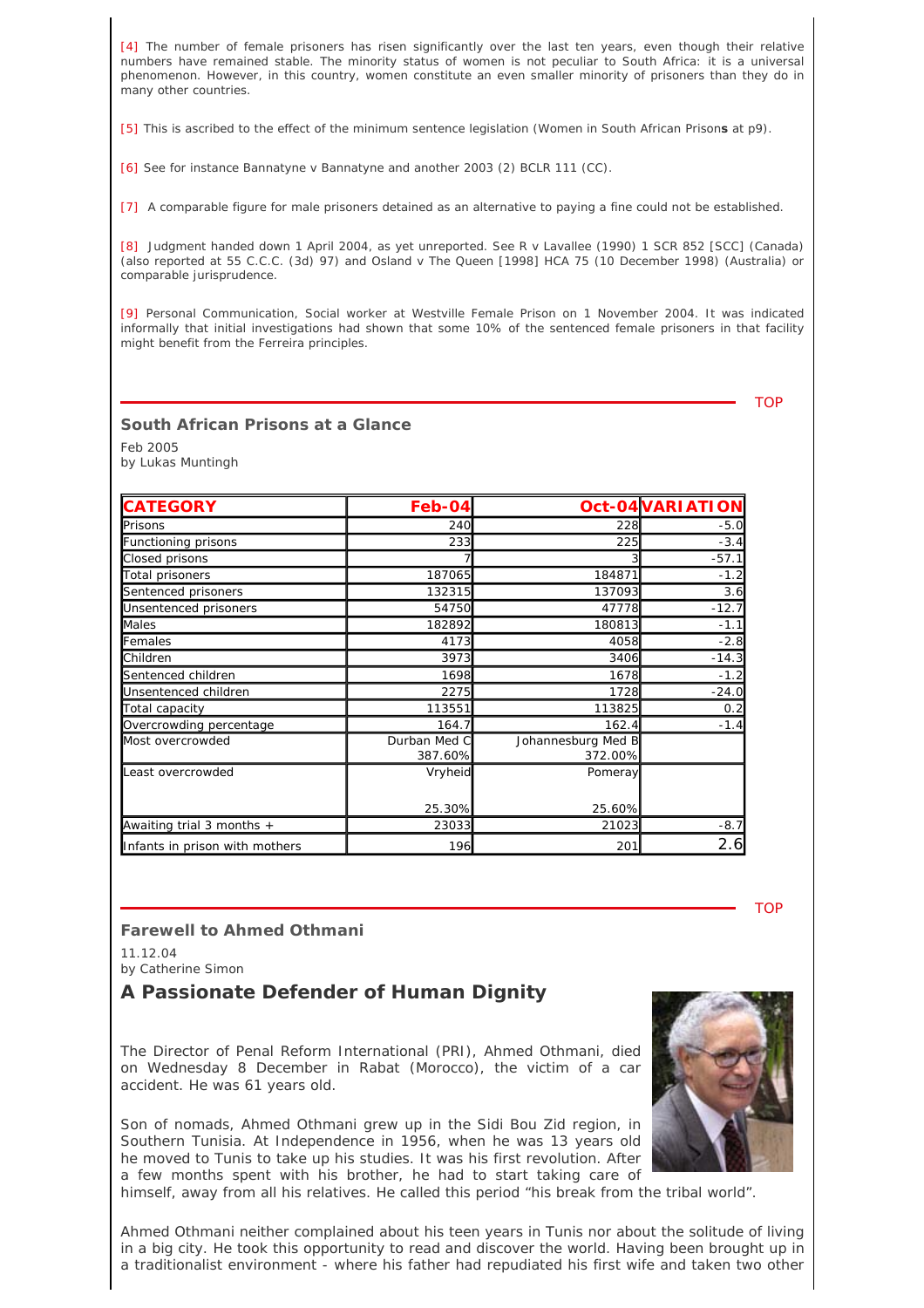[4] The number of female prisoners has risen significantly over the last ten years, even though their relative numbers have remained stable. The minority status of women is not peculiar to South Africa: it is a universal phenomenon. However, in this country, women constitute an even smaller minority of prisoners than they do in many other countries.

[5] This is ascribed to the effect of the minimum sentence legislation (Women in South African Prison**s** at p9).

[6] See for instance Bannatyne v Bannatyne and another 2003 (2) BCLR 111 (CC).

[7] A comparable figure for male prisoners detained as an alternative to paying a fine could not be established.

[8] Judgment handed down 1 April 2004, as yet unreported. See R v Lavallee (1990) 1 SCR 852 [SCC] (Canada) (also reported at 55 C.C.C. (3d) 97) and Osland v The Queen [1998] HCA 75 (10 December 1998) (Australia) or comparable jurisprudence.

[9] Personal Communication, Social worker at Westville Female Prison on 1 November 2004. It was indicated informally that initial investigations had shown that some 10% of the sentenced female prisoners in that facility might benefit from the Ferreira principles.

## South African Prisons at a Glance

Feb 2005
by Lukas Muntingh

| CATEGORY | Feb-04 | Oct-04 | VARIATION |
|---|---|---|---|
| Prisons | 240 | 228 | -5.0 |
| Functioning prisons | 233 | 225 | -3.4 |
| Closed prisons | 7 | 3 | -57.1 |
| Total prisoners | 187065 | 184871 | -1.2 |
| Sentenced prisoners | 132315 | 137093 | 3.6 |
| Unsentenced prisoners | 54750 | 47778 | -12.7 |
| Males | 182892 | 180813 | -1.1 |
| Females | 4173 | 4058 | -2.8 |
| Children | 3973 | 3406 | -14.3 |
| Sentenced children | 1698 | 1678 | -1.2 |
| Unsentenced children | 2275 | 1728 | -24.0 |
| Total capacity | 113551 | 113825 | 0.2 |
| Overcrowding percentage | 164.7 | 162.4 | -1.4 |
| Most overcrowded | Durban Med C 387.60% | Johannesburg Med B 372.00% | |
| Least overcrowded | Vryheid 25.30% | Pomeray 25.60% | |
| Awaiting trial 3 months + | 23033 | 21023 | -8.7 |
| Infants in prison with mothers | 196 | 201 | 2.6 |

## Farewell to Ahmed Othmani

11.12.04
by Catherine Simon

## A Passionate Defender of Human Dignity

The Director of Penal Reform International (PRI), Ahmed Othmani, died on Wednesday 8 December in Rabat (Morocco), the victim of a car accident. He was 61 years old.

Son of nomads, Ahmed Othmani grew up in the Sidi Bou Zid region, in Southern Tunisia. At Independence in 1956, when he was 13 years old he moved to Tunis to take up his studies. It was his first revolution. After a few months spent with his brother, he had to start taking care of himself, away from all his relatives. He called this period "his break from the tribal world".

Ahmed Othmani neither complained about his teen years in Tunis nor about the solitude of living in a big city. He took this opportunity to read and discover the world. Having been brought up in a traditionalist environment - where his father had repudiated his first wife and taken two other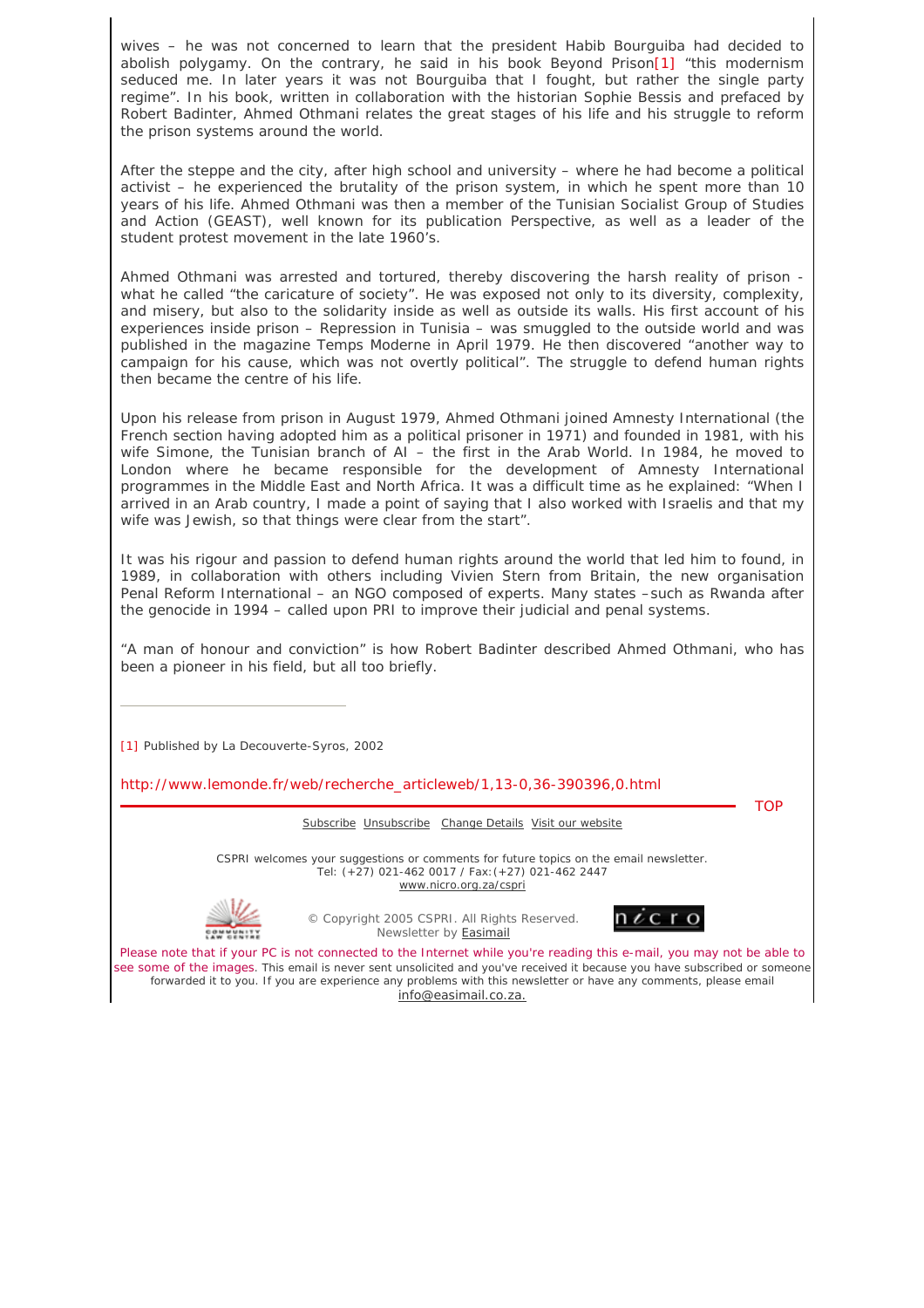wives – he was not concerned to learn that the president Habib Bourguiba had decided to abolish polygamy. On the contrary, he said in his book Beyond Prison[1] "this modernism seduced me. In later years it was not Bourguiba that I fought, but rather the single party regime". In his book, written in collaboration with the historian Sophie Bessis and prefaced by Robert Badinter, Ahmed Othmani relates the great stages of his life and his struggle to reform the prison systems around the world.

After the steppe and the city, after high school and university – where he had become a political activist – he experienced the brutality of the prison system, in which he spent more than 10 years of his life. Ahmed Othmani was then a member of the Tunisian Socialist Group of Studies and Action (GEAST), well known for its publication Perspective, as well as a leader of the student protest movement in the late 1960's.

Ahmed Othmani was arrested and tortured, thereby discovering the harsh reality of prison - what he called "the caricature of society". He was exposed not only to its diversity, complexity, and misery, but also to the solidarity inside as well as outside its walls. His first account of his experiences inside prison – Repression in Tunisia – was smuggled to the outside world and was published in the magazine Temps Moderne in April 1979. He then discovered "another way to campaign for his cause, which was not overtly political". The struggle to defend human rights then became the centre of his life.

Upon his release from prison in August 1979, Ahmed Othmani joined Amnesty International (the French section having adopted him as a political prisoner in 1971) and founded in 1981, with his wife Simone, the Tunisian branch of AI – the first in the Arab World. In 1984, he moved to London where he became responsible for the development of Amnesty International programmes in the Middle East and North Africa. It was a difficult time as he explained: "When I arrived in an Arab country, I made a point of saying that I also worked with Israelis and that my wife was Jewish, so that things were clear from the start".

It was his rigour and passion to defend human rights around the world that led him to found, in 1989, in collaboration with others including Vivien Stern from Britain, the new organisation Penal Reform International – an NGO composed of experts. Many states –such as Rwanda after the genocide in 1994 – called upon PRI to improve their judicial and penal systems.

"A man of honour and conviction" is how Robert Badinter described Ahmed Othmani, who has been a pioneer in his field, but all too briefly.

---

[1] Published by La Decouverte-Syros, 2002

http://www.lemonde.fr/web/recherche_articleweb/1,13-0,36-390396,0.html

TOP

Subscribe Unsubscribe Change Details Visit our website

CSPRI welcomes your suggestions or comments for future topics on the email newsletter.
Tel: (+27) 021-462 0017 / Fax:(+27) 021-462 2447
www.nicro.org.za/cspri

© Copyright 2005 CSPRI. All Rights Reserved.
Newsletter by Easimail

Please note that if your PC is not connected to the Internet while you're reading this e-mail, you may not be able to see some of the images. This email is never sent unsolicited and you've received it because you have subscribed or someone forwarded it to you. If you are experience any problems with this newsletter or have any comments, please email info@easimail.co.za.